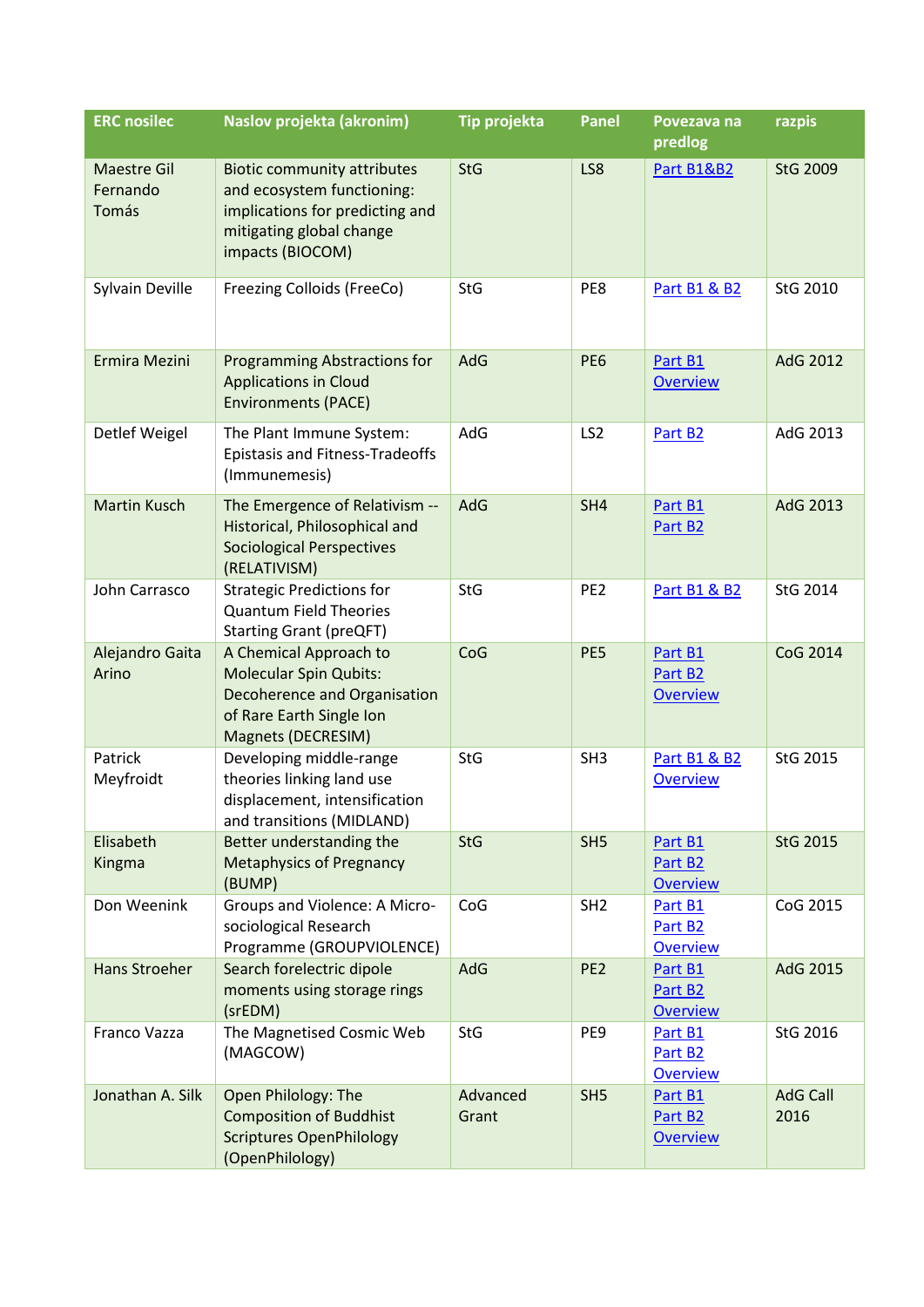| ERC nosilec | Naslov projekta (akronim) | Tip projekta | Panel | Povezava na predlog | razpis |
|---|---|---|---|---|---|
| Maestre Gil Fernando Tomás | Biotic community attributes and ecosystem functioning: implications for predicting and mitigating global change impacts (BIOCOM) | StG | LS8 | Part B1&B2 | StG 2009 |
| Sylvain Deville | Freezing Colloids (FreeCo) | StG | PE8 | Part B1 & B2 | StG 2010 |
| Ermira Mezini | Programming Abstractions for Applications in Cloud Environments (PACE) | AdG | PE6 | Part B1<br>Overview | AdG 2012 |
| Detlef Weigel | The Plant Immune System: Epistasis and Fitness-Tradeoffs (Immunemesis) | AdG | LS2 | Part B2 | AdG 2013 |
| Martin Kusch | The Emergence of Relativism -- Historical, Philosophical and Sociological Perspectives (RELATIVISM) | AdG | SH4 | Part B1<br>Part B2 | AdG 2013 |
| John Carrasco | Strategic Predictions for Quantum Field Theories Starting Grant (preQFT) | StG | PE2 | Part B1 & B2 | StG 2014 |
| Alejandro Gaita Arino | A Chemical Approach to Molecular Spin Qubits: Decoherence and Organisation of Rare Earth Single Ion Magnets (DECRESIM) | CoG | PE5 | Part B1<br>Part B2<br>Overview | CoG 2014 |
| Patrick Meyfroidt | Developing middle-range theories linking land use displacement, intensification and transitions (MIDLAND) | StG | SH3 | Part B1 & B2<br>Overview | StG 2015 |
| Elisabeth Kingma | Better understanding the Metaphysics of Pregnancy (BUMP) | StG | SH5 | Part B1<br>Part B2<br>Overview | StG 2015 |
| Don Weenink | Groups and Violence: A Micro-sociological Research Programme (GROUPVIOLENCE) | CoG | SH2 | Part B1<br>Part B2<br>Overview | CoG 2015 |
| Hans Stroeher | Search forelectric dipole moments using storage rings (srEDM) | AdG | PE2 | Part B1<br>Part B2<br>Overview | AdG 2015 |
| Franco Vazza | The Magnetised Cosmic Web (MAGCOW) | StG | PE9 | Part B1<br>Part B2<br>Overview | StG 2016 |
| Jonathan A. Silk | Open Philology: The Composition of Buddhist Scriptures OpenPhilology (OpenPhilology) | Advanced Grant | SH5 | Part B1<br>Part B2<br>Overview | AdG Call 2016 |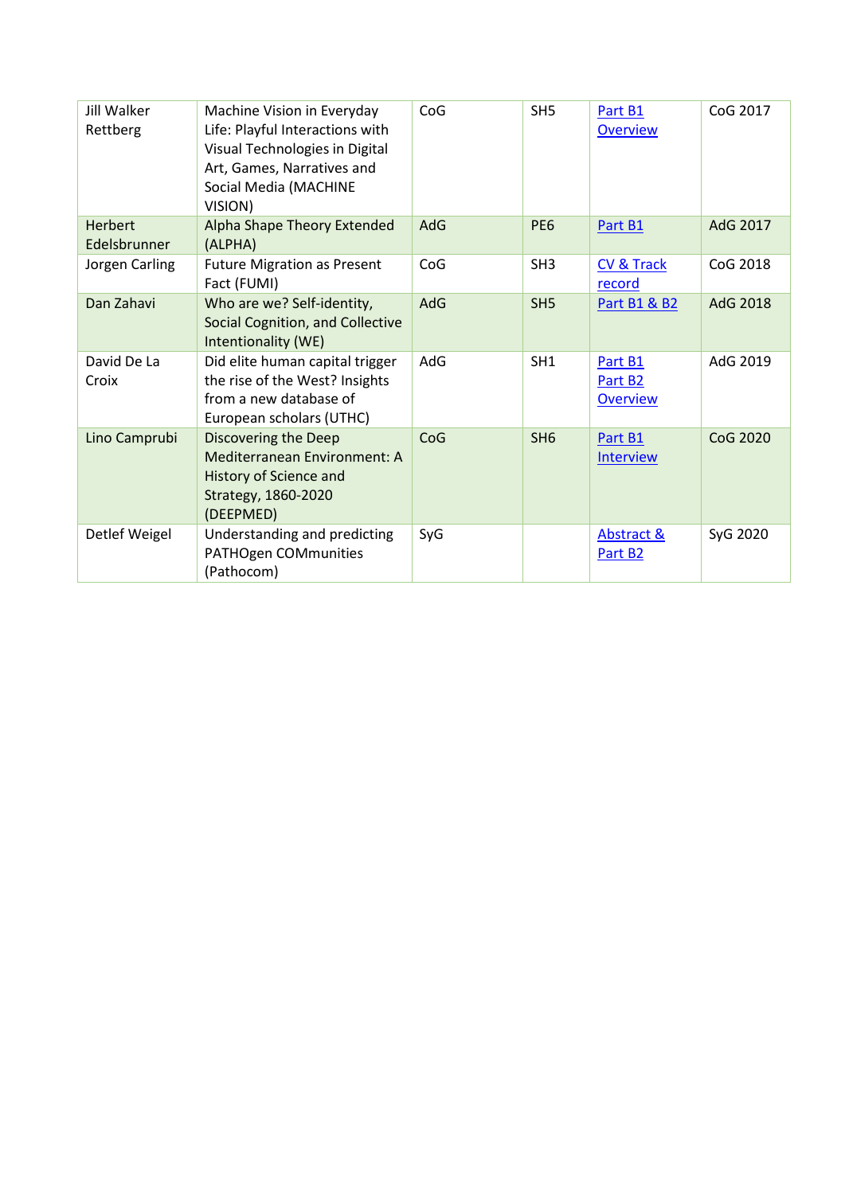| | | | | | |
|---|---|---|---|---|---|
| Jill Walker Rettberg | Machine Vision in Everyday Life: Playful Interactions with Visual Technologies in Digital Art, Games, Narratives and Social Media (MACHINE VISION) | CoG | SH5 | Part B1 Overview | CoG 2017 |
| Herbert Edelsbrunner | Alpha Shape Theory Extended (ALPHA) | AdG | PE6 | Part B1 | AdG 2017 |
| Jorgen Carling | Future Migration as Present Fact (FUMI) | CoG | SH3 | CV & Track record | CoG 2018 |
| Dan Zahavi | Who are we? Self-identity, Social Cognition, and Collective Intentionality (WE) | AdG | SH5 | Part B1 & B2 | AdG 2018 |
| David De La Croix | Did elite human capital trigger the rise of the West? Insights from a new database of European scholars (UTHC) | AdG | SH1 | Part B1 Part B2 Overview | AdG 2019 |
| Lino Camprubi | Discovering the Deep Mediterranean Environment: A History of Science and Strategy, 1860-2020 (DEEPMED) | CoG | SH6 | Part B1 Interview | CoG 2020 |
| Detlef Weigel | Understanding and predicting PATHOgen COMmunities (Pathocom) | SyG | | Abstract & Part B2 | SyG 2020 |